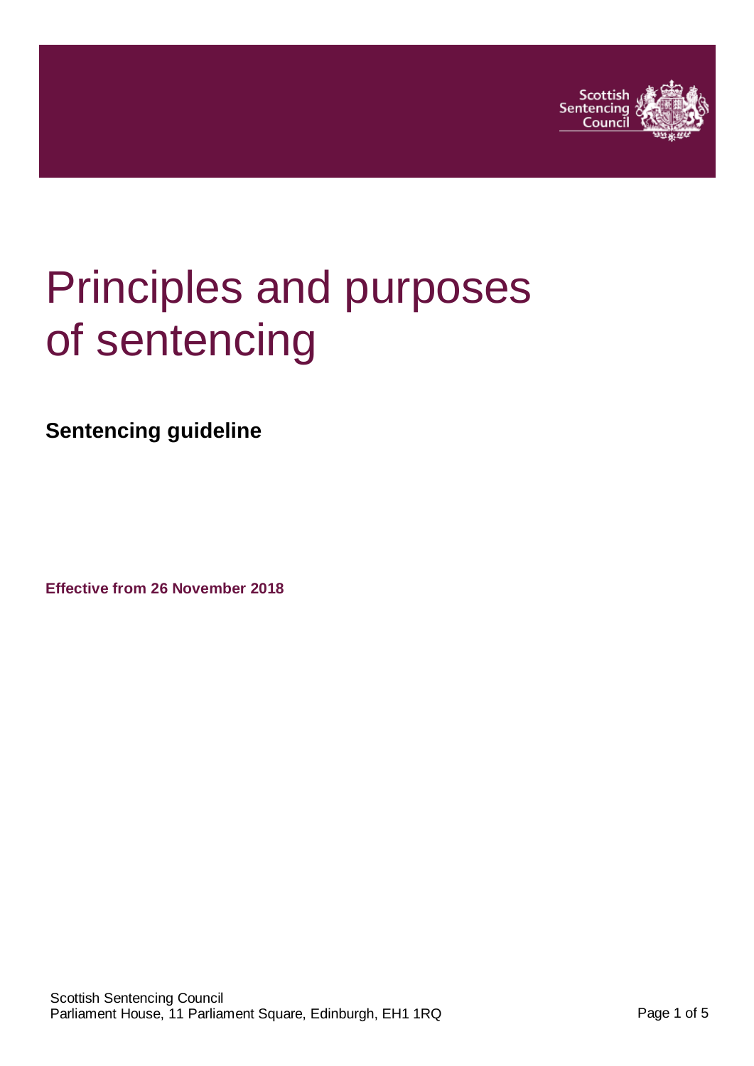# Principles and purposes of sentencing

**Sentencing guideline**

**Effective from 26 November 2018**

Scottish Sentencing Council
Parliament House, 11 Parliament Square, Edinburgh, EH1 1RQ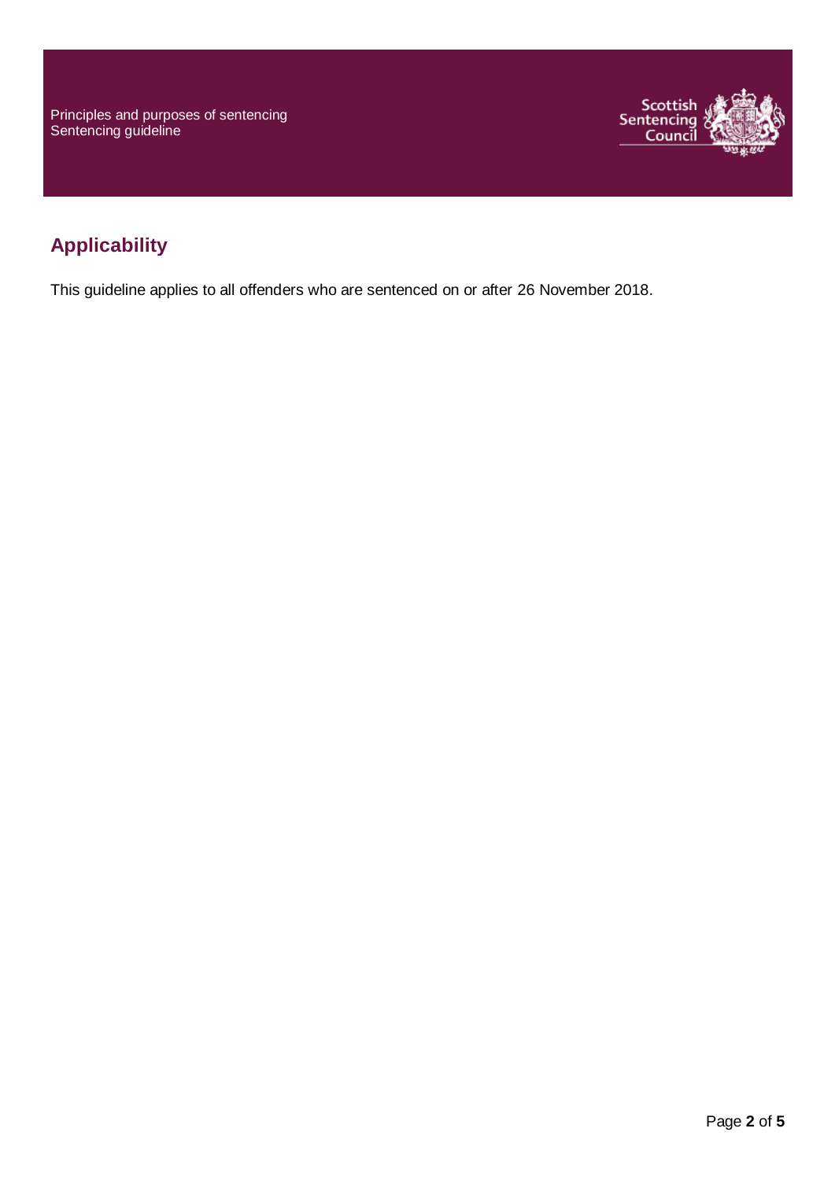## Applicability

This guideline applies to all offenders who are sentenced on or after 26 November 2018.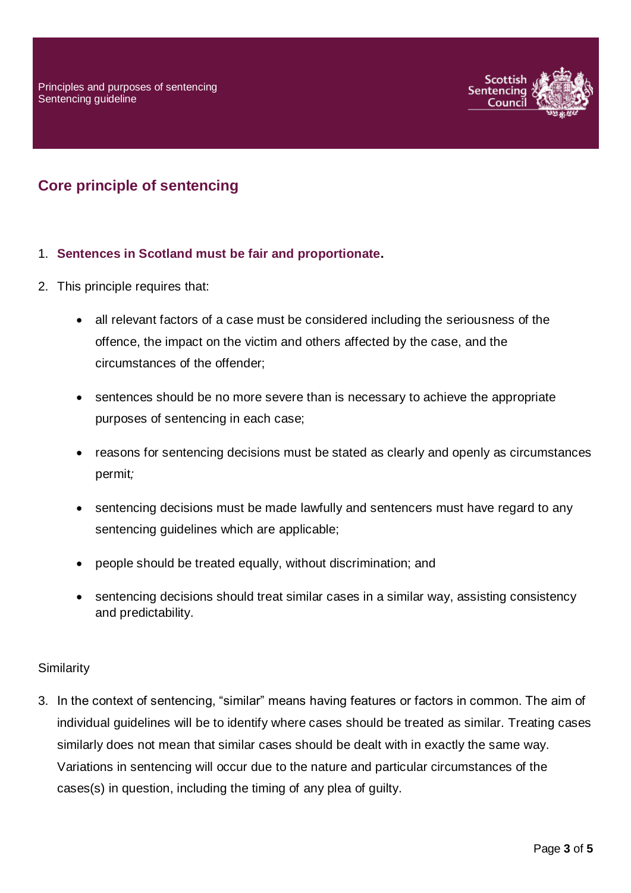## Core principle of sentencing

1. **Sentences in Scotland must be fair and proportionate.**

2. This principle requires that:

   - all relevant factors of a case must be considered including the seriousness of the offence, the impact on the victim and others affected by the case, and the circumstances of the offender;

   - sentences should be no more severe than is necessary to achieve the appropriate purposes of sentencing in each case;

   - reasons for sentencing decisions must be stated as clearly and openly as circumstances permit*;*

   - sentencing decisions must be made lawfully and sentencers must have regard to any sentencing guidelines which are applicable;

   - people should be treated equally, without discrimination; and

   - sentencing decisions should treat similar cases in a similar way, assisting consistency and predictability.

Similarity

3. In the context of sentencing, "similar" means having features or factors in common. The aim of individual guidelines will be to identify where cases should be treated as similar. Treating cases similarly does not mean that similar cases should be dealt with in exactly the same way. Variations in sentencing will occur due to the nature and particular circumstances of the cases(s) in question, including the timing of any plea of guilty.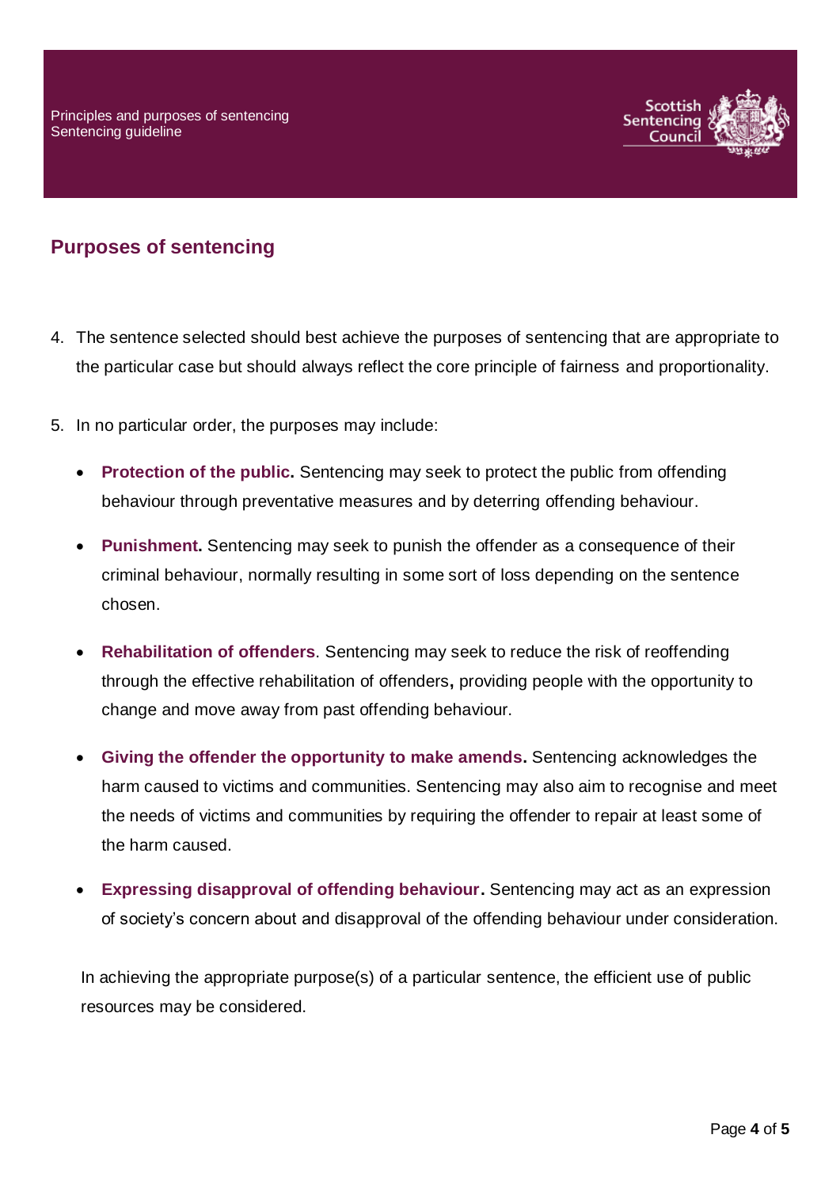## Purposes of sentencing

4. The sentence selected should best achieve the purposes of sentencing that are appropriate to the particular case but should always reflect the core principle of fairness and proportionality.

5. In no particular order, the purposes may include:

   - **Protection of the public.** Sentencing may seek to protect the public from offending behaviour through preventative measures and by deterring offending behaviour.
   - **Punishment.** Sentencing may seek to punish the offender as a consequence of their criminal behaviour, normally resulting in some sort of loss depending on the sentence chosen.
   - **Rehabilitation of offenders**. Sentencing may seek to reduce the risk of reoffending through the effective rehabilitation of offenders**,** providing people with the opportunity to change and move away from past offending behaviour.
   - **Giving the offender the opportunity to make amends.** Sentencing acknowledges the harm caused to victims and communities. Sentencing may also aim to recognise and meet the needs of victims and communities by requiring the offender to repair at least some of the harm caused.
   - **Expressing disapproval of offending behaviour.** Sentencing may act as an expression of society's concern about and disapproval of the offending behaviour under consideration.

   In achieving the appropriate purpose(s) of a particular sentence, the efficient use of public resources may be considered.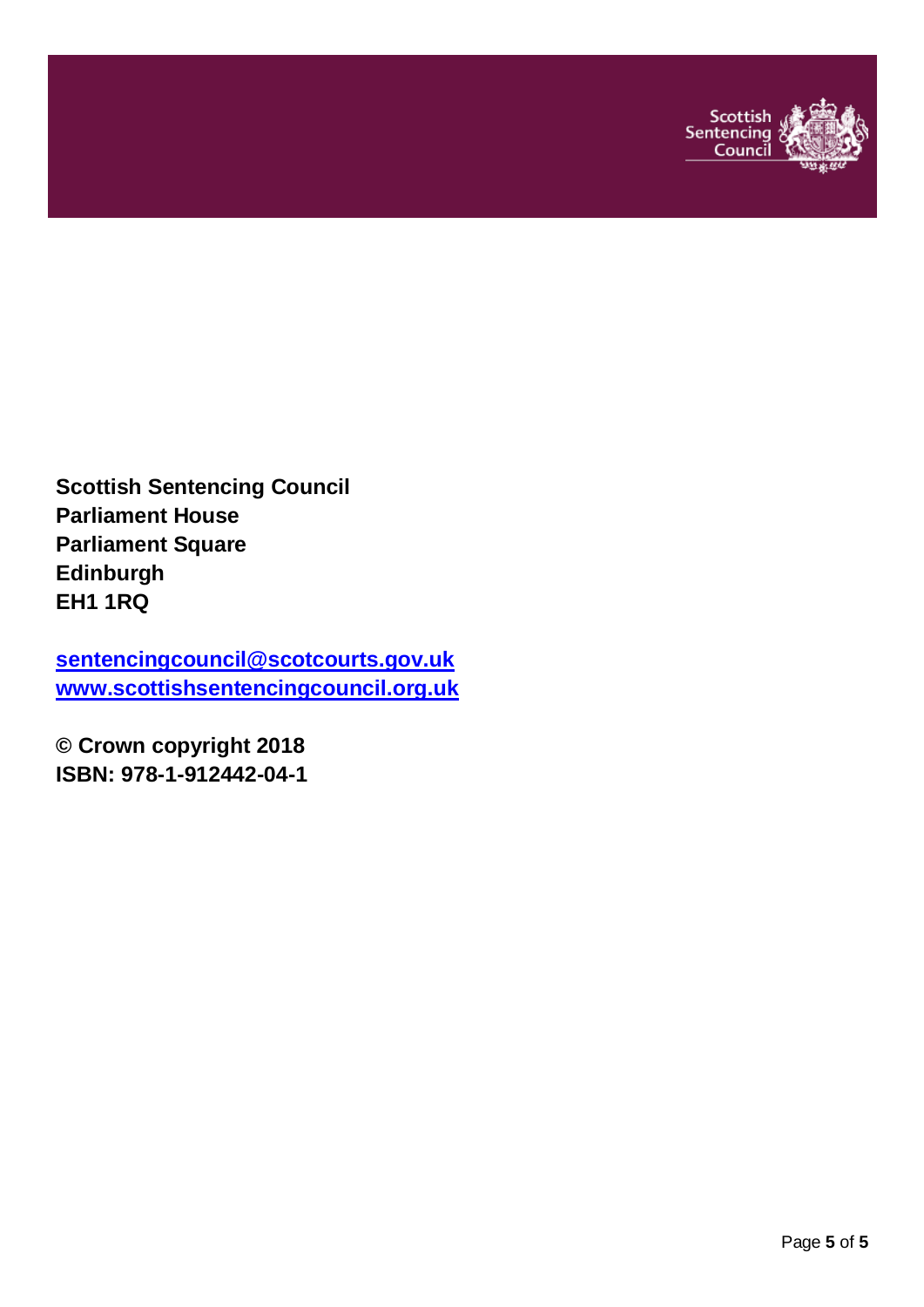**Scottish Sentencing Council**
**Parliament House**
**Parliament Square**
**Edinburgh**
**EH1 1RQ**

**[sentencingcouncil@scotcourts.gov.uk](mailto:sentencingcouncil@scotcourts.gov.uk)**
**[www.scottishsentencingcouncil.org.uk](http://www.scottishsentencingcouncil.org.uk)**

**© Crown copyright 2018**
**ISBN: 978-1-912442-04-1**